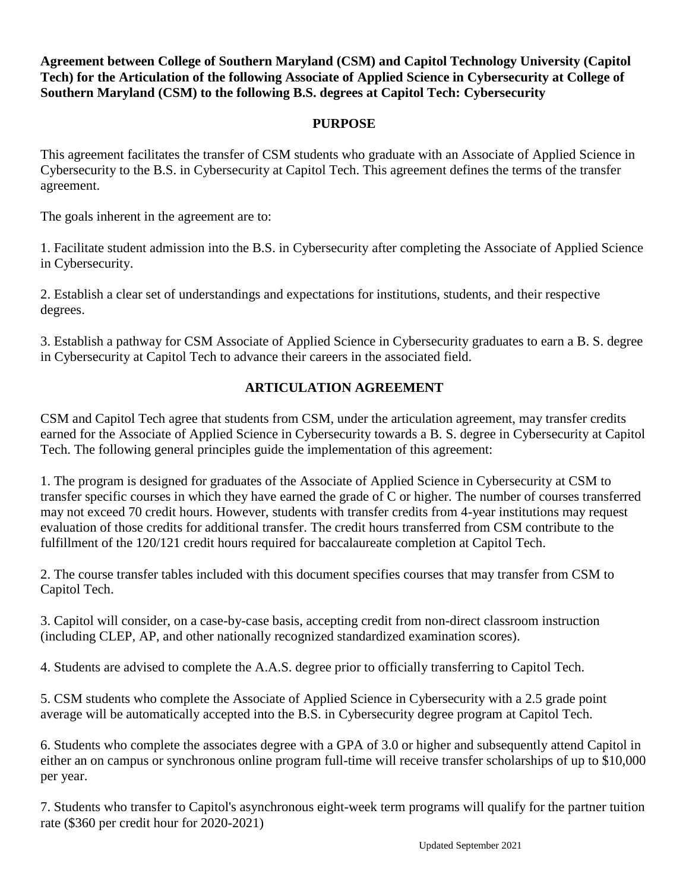**Agreement between College of Southern Maryland (CSM) and Capitol Technology University (Capitol Tech) for the Articulation of the following Associate of Applied Science in Cybersecurity at College of Southern Maryland (CSM) to the following B.S. degrees at Capitol Tech: Cybersecurity**

## PURPOSE

This agreement facilitates the transfer of CSM students who graduate with an Associate of Applied Science in Cybersecurity to the B.S. in Cybersecurity at Capitol Tech. This agreement defines the terms of the transfer agreement.

The goals inherent in the agreement are to:

1. Facilitate student admission into the B.S. in Cybersecurity after completing the Associate of Applied Science in Cybersecurity.

2. Establish a clear set of understandings and expectations for institutions, students, and their respective degrees.

3. Establish a pathway for CSM Associate of Applied Science in Cybersecurity graduates to earn a B. S. degree in Cybersecurity at Capitol Tech to advance their careers in the associated field.

## ARTICULATION AGREEMENT

CSM and Capitol Tech agree that students from CSM, under the articulation agreement, may transfer credits earned for the Associate of Applied Science in Cybersecurity towards a B. S. degree in Cybersecurity at Capitol Tech. The following general principles guide the implementation of this agreement:

1. The program is designed for graduates of the Associate of Applied Science in Cybersecurity at CSM to transfer specific courses in which they have earned the grade of C or higher. The number of courses transferred may not exceed 70 credit hours. However, students with transfer credits from 4-year institutions may request evaluation of those credits for additional transfer. The credit hours transferred from CSM contribute to the fulfillment of the 120/121 credit hours required for baccalaureate completion at Capitol Tech.

2. The course transfer tables included with this document specifies courses that may transfer from CSM to Capitol Tech.

3. Capitol will consider, on a case-by-case basis, accepting credit from non-direct classroom instruction (including CLEP, AP, and other nationally recognized standardized examination scores).

4. Students are advised to complete the A.A.S. degree prior to officially transferring to Capitol Tech.

5. CSM students who complete the Associate of Applied Science in Cybersecurity with a 2.5 grade point average will be automatically accepted into the B.S. in Cybersecurity degree program at Capitol Tech.

6. Students who complete the associates degree with a GPA of 3.0 or higher and subsequently attend Capitol in either an on campus or synchronous online program full-time will receive transfer scholarships of up to $10,000 per year.

7. Students who transfer to Capitol's asynchronous eight-week term programs will qualify for the partner tuition rate ($360 per credit hour for 2020-2021)

Updated September 2021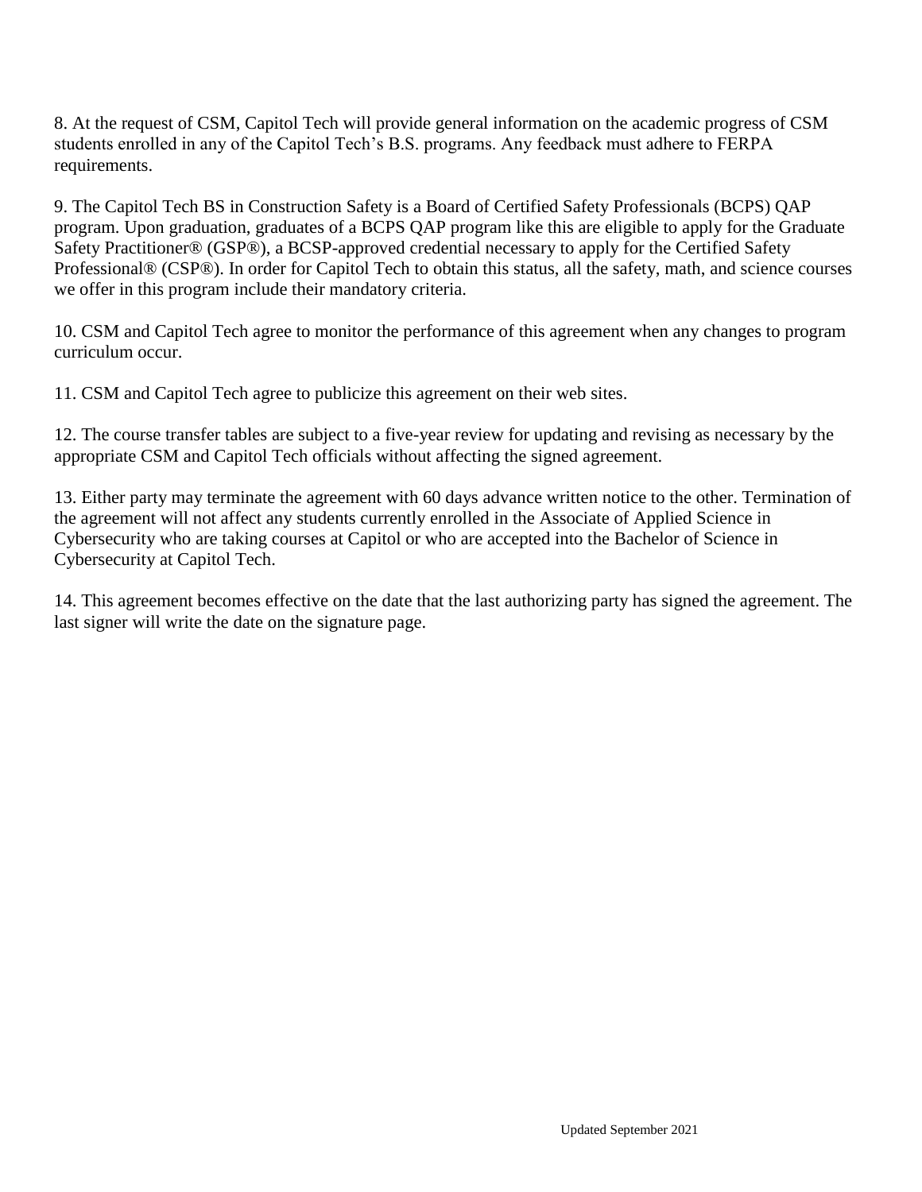8. At the request of CSM, Capitol Tech will provide general information on the academic progress of CSM students enrolled in any of the Capitol Tech's B.S. programs. Any feedback must adhere to FERPA requirements.

9. The Capitol Tech BS in Construction Safety is a Board of Certified Safety Professionals (BCPS) QAP program. Upon graduation, graduates of a BCPS QAP program like this are eligible to apply for the Graduate Safety Practitioner® (GSP®), a BCSP-approved credential necessary to apply for the Certified Safety Professional® (CSP®). In order for Capitol Tech to obtain this status, all the safety, math, and science courses we offer in this program include their mandatory criteria.

10. CSM and Capitol Tech agree to monitor the performance of this agreement when any changes to program curriculum occur.

11. CSM and Capitol Tech agree to publicize this agreement on their web sites.

12. The course transfer tables are subject to a five-year review for updating and revising as necessary by the appropriate CSM and Capitol Tech officials without affecting the signed agreement.

13. Either party may terminate the agreement with 60 days advance written notice to the other. Termination of the agreement will not affect any students currently enrolled in the Associate of Applied Science in Cybersecurity who are taking courses at Capitol or who are accepted into the Bachelor of Science in Cybersecurity at Capitol Tech.

14. This agreement becomes effective on the date that the last authorizing party has signed the agreement. The last signer will write the date on the signature page.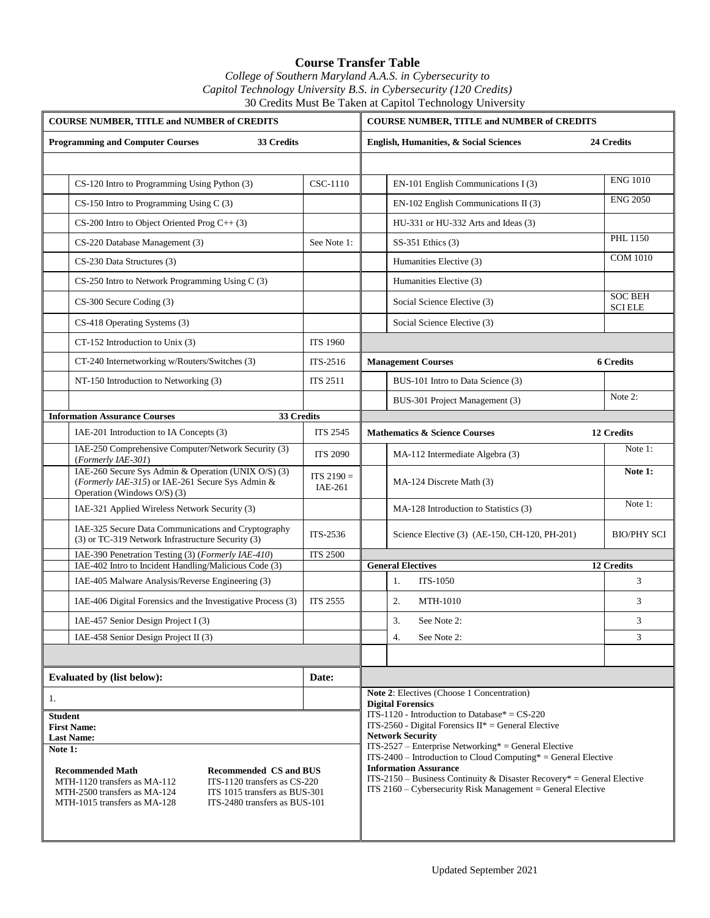# Course Transfer Table

*College of Southern Maryland A.A.S. in Cybersecurity to*
*Capitol Technology University B.S. in Cybersecurity (120 Credits)*
30 Credits Must Be Taken at Capitol Technology University

| COURSE NUMBER, TITLE and NUMBER of CREDITS | |
|---|---|
| **Programming and Computer Courses** **33 Credits** | |
| CS-120 Intro to Programming Using Python (3) | CSC-1110 |
| CS-150 Intro to Programming Using C (3) | |
| CS-200 Intro to Object Oriented Prog C++ (3) | |
| CS-220 Database Management (3) | See Note 1: |
| CS-230 Data Structures (3) | |
| CS-250 Intro to Network Programming Using C (3) | |
| CS-300 Secure Coding (3) | |
| CS-418 Operating Systems (3) | |
| CT-152 Introduction to Unix (3) | ITS 1960 |
| CT-240 Internetworking w/Routers/Switches (3) | ITS-2516 |
| NT-150 Introduction to Networking (3) | ITS 2511 |
| **Information Assurance Courses** **33 Credits** | |
| IAE-201 Introduction to IA Concepts (3) | ITS 2545 |
| IAE-250 Comprehensive Computer/Network Security (3) (*Formerly IAE-301*) | ITS 2090 |
| IAE-260 Secure Sys Admin & Operation (UNIX O/S) (3) (*Formerly IAE-315*) or IAE-261 Secure Sys Admin & Operation (Windows O/S) (3) | ITS 2190 = IAE-261 |
| IAE-321 Applied Wireless Network Security (3) | |
| IAE-325 Secure Data Communications and Cryptography (3) or TC-319 Network Infrastructure Security (3) | ITS-2536 |
| IAE-390 Penetration Testing (3) (*Formerly IAE-410*) | ITS 2500 |
| IAE-402 Intro to Incident Handling/Malicious Code (3) | |
| IAE-405 Malware Analysis/Reverse Engineering (3) | |
| IAE-406 Digital Forensics and the Investigative Process (3) | ITS 2555 |
| IAE-457 Senior Design Project I (3) | |
| IAE-458 Senior Design Project II (3) | |

| COURSE NUMBER, TITLE and NUMBER of CREDITS | |
|---|---|
| **English, Humanities, & Social Sciences** **24 Credits** | |
| EN-101 English Communications I (3) | ENG 1010 |
| EN-102 English Communications II (3) | ENG 2050 |
| HU-331 or HU-332 Arts and Ideas (3) | |
| SS-351 Ethics (3) | PHL 1150 |
| Humanities Elective (3) | COM 1010 |
| Humanities Elective (3) | |
| Social Science Elective (3) | SOC BEH SCI ELE |
| Social Science Elective (3) | |
| **Management Courses** **6 Credits** | |
| BUS-101 Intro to Data Science (3) | |
| BUS-301 Project Management (3) | Note 2: |
| **Mathematics & Science Courses** **12 Credits** | |
| MA-112 Intermediate Algebra (3) | Note 1: |
| MA-124 Discrete Math (3) | **Note 1:** |
| MA-128 Introduction to Statistics (3) | Note 1: |
| Science Elective (3) (AE-150, CH-120, PH-201) | BIO/PHY SCI |
| **General Electives** **12 Credits** | |
| 1. ITS-1050 | 3 |
| 2. MTH-1010 | 3 |
| 3. See Note 2: | 3 |
| 4. See Note 2: | 3 |

| Evaluated by (list below): | Date: |
|---|---|
| 1. | |

**Student**
**First Name:**
**Last Name:**

**Note 1:**

| Recommended Math | Recommended CS and BUS |
|---|---|
| MTH-1120 transfers as MA-112 | ITS-1120 transfers as CS-220 |
| MTH-2500 transfers as MA-124 | ITS 1015 transfers as BUS-301 |
| MTH-1015 transfers as MA-128 | ITS-2480 transfers as BUS-101 |

**Note 2**: Electives (Choose 1 Concentration)

**Digital Forensics**
ITS-1120 - Introduction to Database* = CS-220
ITS-2560 - Digital Forensics II* = General Elective

**Network Security**
ITS-2527 – Enterprise Networking* = General Elective
ITS-2400 – Introduction to Cloud Computing* = General Elective

**Information Assurance**
ITS-2150 – Business Continuity & Disaster Recovery* = General Elective
ITS 2160 – Cybersecurity Risk Management = General Elective

Updated September 2021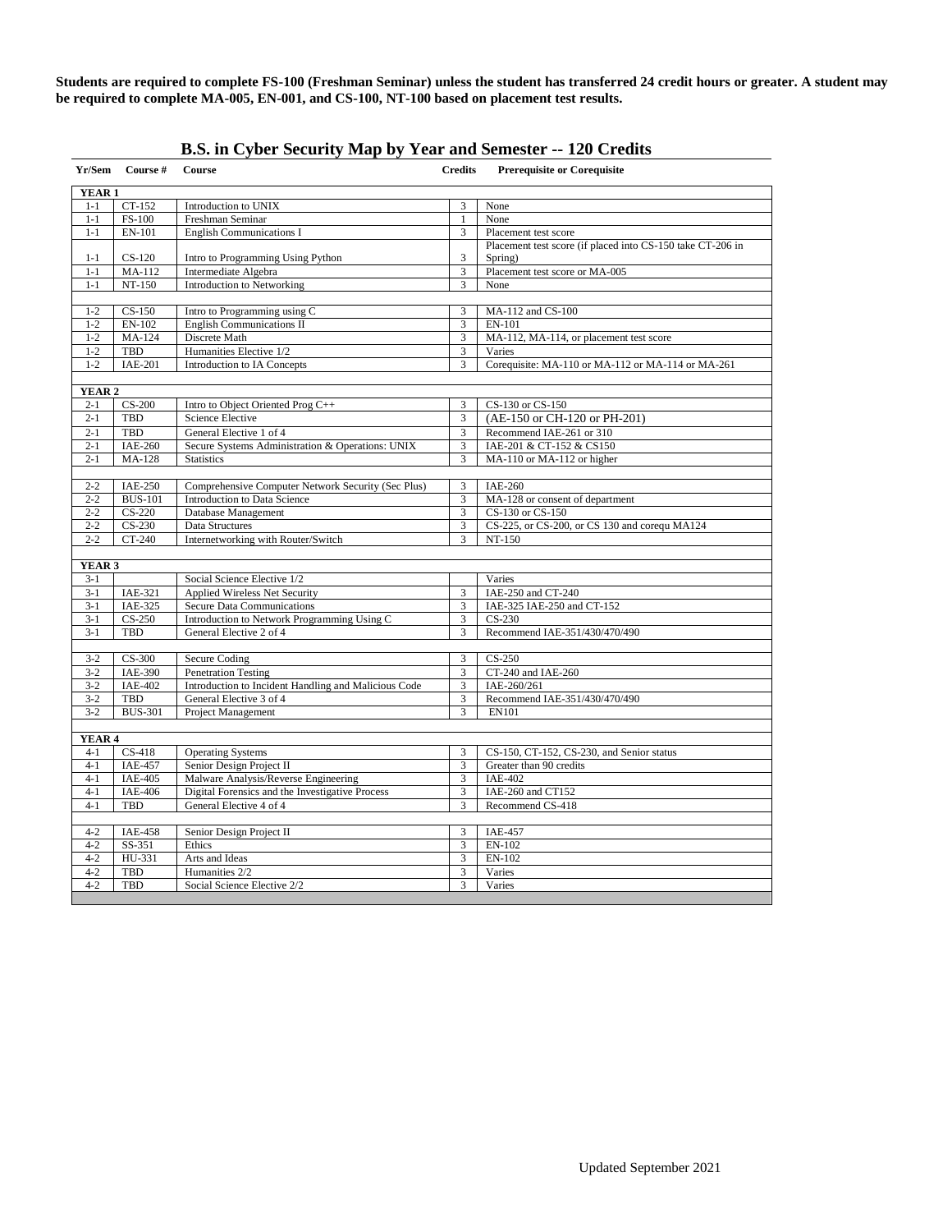**Students are required to complete FS-100 (Freshman Seminar) unless the student has transferred 24 credit hours or greater. A student may be required to complete MA-005, EN-001, and CS-100, NT-100 based on placement test results.**

## B.S. in Cyber Security Map by Year and Semester -- 120 Credits

| Yr/Sem | Course # | Course | Credits | Prerequisite or Corequisite |
|---|---|---|---|---|
| **YEAR 1** | | | | |
| 1-1 | CT-152 | Introduction to UNIX | 3 | None |
| 1-1 | FS-100 | Freshman Seminar | 1 | None |
| 1-1 | EN-101 | English Communications I | 3 | Placement test score |
| 1-1 | CS-120 | Intro to Programming Using Python | 3 | Placement test score (if placed into CS-150 take CT-206 in Spring) |
| 1-1 | MA-112 | Intermediate Algebra | 3 | Placement test score or MA-005 |
| 1-1 | NT-150 | Introduction to Networking | 3 | None |
| | | | | |
| 1-2 | CS-150 | Intro to Programming using C | 3 | MA-112 and CS-100 |
| 1-2 | EN-102 | English Communications II | 3 | EN-101 |
| 1-2 | MA-124 | Discrete Math | 3 | MA-112, MA-114, or placement test score |
| 1-2 | TBD | Humanities Elective 1/2 | 3 | Varies |
| 1-2 | IAE-201 | Introduction to IA Concepts | 3 | Corequisite: MA-110 or MA-112 or MA-114 or MA-261 |
| | | | | |
| **YEAR 2** | | | | |
| 2-1 | CS-200 | Intro to Object Oriented Prog C++ | 3 | CS-130 or CS-150 |
| 2-1 | TBD | Science Elective | 3 | (AE-150 or CH-120 or PH-201) |
| 2-1 | TBD | General Elective 1 of 4 | 3 | Recommend IAE-261 or 310 |
| 2-1 | IAE-260 | Secure Systems Administration & Operations: UNIX | 3 | IAE-201 & CT-152 & CS150 |
| 2-1 | MA-128 | Statistics | 3 | MA-110 or MA-112 or higher |
| | | | | |
| 2-2 | IAE-250 | Comprehensive Computer Network Security (Sec Plus) | 3 | IAE-260 |
| 2-2 | BUS-101 | Introduction to Data Science | 3 | MA-128 or consent of department |
| 2-2 | CS-220 | Database Management | 3 | CS-130 or CS-150 |
| 2-2 | CS-230 | Data Structures | 3 | CS-225, or CS-200, or CS 130 and corequ MA124 |
| 2-2 | CT-240 | Internetworking with Router/Switch | 3 | NT-150 |
| | | | | |
| **YEAR 3** | | | | |
| 3-1 | | Social Science Elective 1/2 | | Varies |
| 3-1 | IAE-321 | Applied Wireless Net Security | 3 | IAE-250 and CT-240 |
| 3-1 | IAE-325 | Secure Data Communications | 3 | IAE-325 IAE-250 and CT-152 |
| 3-1 | CS-250 | Introduction to Network Programming Using C | 3 | CS-230 |
| 3-1 | TBD | General Elective 2 of 4 | 3 | Recommend IAE-351/430/470/490 |
| | | | | |
| 3-2 | CS-300 | Secure Coding | 3 | CS-250 |
| 3-2 | IAE-390 | Penetration Testing | 3 | CT-240 and IAE-260 |
| 3-2 | IAE-402 | Introduction to Incident Handling and Malicious Code | 3 | IAE-260/261 |
| 3-2 | TBD | General Elective 3 of 4 | 3 | Recommend IAE-351/430/470/490 |
| 3-2 | BUS-301 | Project Management | 3 | EN101 |
| | | | | |
| **YEAR 4** | | | | |
| 4-1 | CS-418 | Operating Systems | 3 | CS-150, CT-152, CS-230, and Senior status |
| 4-1 | IAE-457 | Senior Design Project II | 3 | Greater than 90 credits |
| 4-1 | IAE-405 | Malware Analysis/Reverse Engineering | 3 | IAE-402 |
| 4-1 | IAE-406 | Digital Forensics and the Investigative Process | 3 | IAE-260 and CT152 |
| 4-1 | TBD | General Elective 4 of 4 | 3 | Recommend CS-418 |
| | | | | |
| 4-2 | IAE-458 | Senior Design Project II | 3 | IAE-457 |
| 4-2 | SS-351 | Ethics | 3 | EN-102 |
| 4-2 | HU-331 | Arts and Ideas | 3 | EN-102 |
| 4-2 | TBD | Humanities 2/2 | 3 | Varies |
| 4-2 | TBD | Social Science Elective 2/2 | 3 | Varies |

Updated September 2021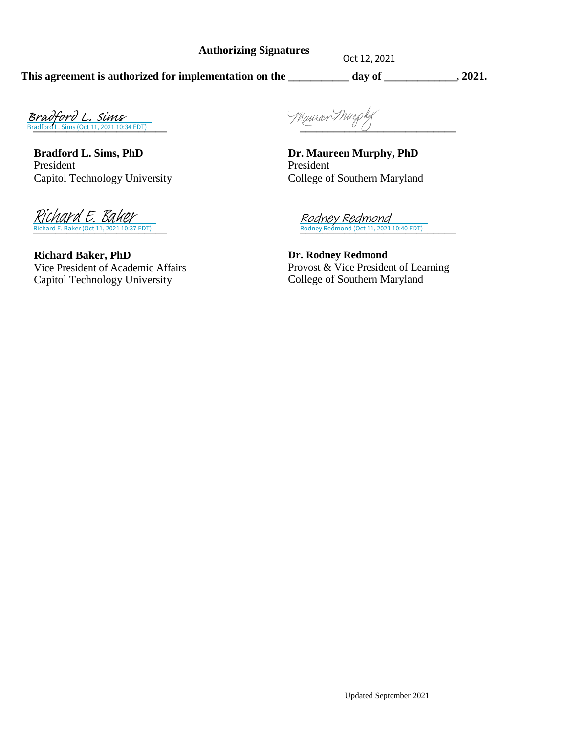**Authorizing Signatures**

Oct 12, 2021

**This agreement is authorized for implementation on the __________ day of ____________, 2021.**

Bradford L. Sims
Bradford L. Sims (Oct 11, 2021 10:34 EDT)

**Bradford L. Sims, PhD**
President
Capitol Technology University

Maureen Murphy

**Dr. Maureen Murphy, PhD**
President
College of Southern Maryland

Richard E. Baker
Richard E. Baker (Oct 11, 2021 10:37 EDT)

**Richard Baker, PhD**
Vice President of Academic Affairs
Capitol Technology University

Rodney Redmond
Rodney Redmond (Oct 11, 2021 10:40 EDT)

**Dr. Rodney Redmond**
Provost & Vice President of Learning
College of Southern Maryland

Updated September 2021